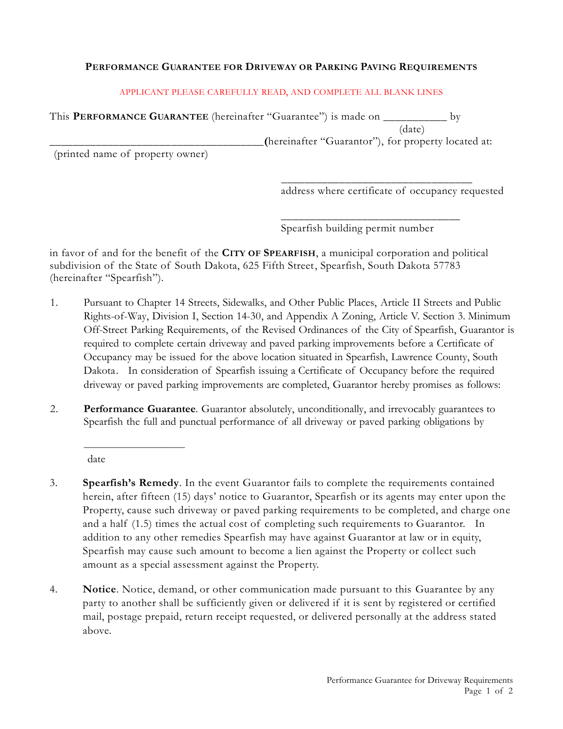**PERFORMANCE GUARANTEE FOR DRIVEWAY OR PARKING PAVING REQUIREMENTS**

APPLICANT PLEASE CAREFULLY READ, AND COMPLETE ALL BLANK LINES

This **PERFORMANCE GUARANTEE** (hereinafter "Guarantee") is made on ___________ by
(date)
_____________________________________(hereinafter "Guarantor"), for property located at:
(printed name of property owner)

_________________________________
address where certificate of occupancy requested

_______________________________
Spearfish building permit number

in favor of and for the benefit of the **CITY OF SPEARFISH**, a municipal corporation and political subdivision of the State of South Dakota, 625 Fifth Street, Spearfish, South Dakota 57783 (hereinafter "Spearfish").

1. Pursuant to Chapter 14 Streets, Sidewalks, and Other Public Places, Article II Streets and Public Rights-of-Way, Division I, Section 14-30, and Appendix A Zoning, Article V. Section 3. Minimum Off-Street Parking Requirements, of the Revised Ordinances of the City of Spearfish, Guarantor is required to complete certain driveway and paved parking improvements before a Certificate of Occupancy may be issued for the above location situated in Spearfish, Lawrence County, South Dakota. In consideration of Spearfish issuing a Certificate of Occupancy before the required driveway or paved parking improvements are completed, Guarantor hereby promises as follows:

2. **Performance Guarantee**. Guarantor absolutely, unconditionally, and irrevocably guarantees to Spearfish the full and punctual performance of all driveway or paved parking obligations by

   _________________
   date

3. **Spearfish's Remedy**. In the event Guarantor fails to complete the requirements contained herein, after fifteen (15) days' notice to Guarantor, Spearfish or its agents may enter upon the Property, cause such driveway or paved parking requirements to be completed, and charge one and a half (1.5) times the actual cost of completing such requirements to Guarantor. In addition to any other remedies Spearfish may have against Guarantor at law or in equity, Spearfish may cause such amount to become a lien against the Property or collect such amount as a special assessment against the Property.

4. **Notice**. Notice, demand, or other communication made pursuant to this Guarantee by any party to another shall be sufficiently given or delivered if it is sent by registered or certified mail, postage prepaid, return receipt requested, or delivered personally at the address stated above.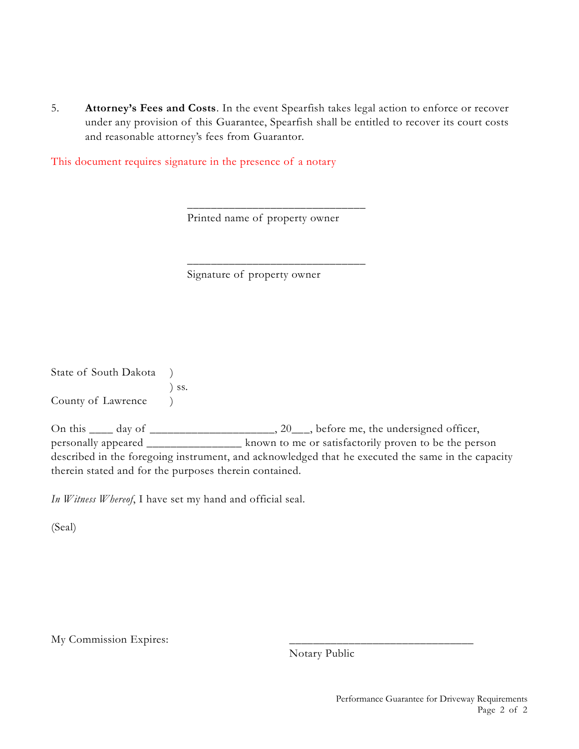5. **Attorney's Fees and Costs**. In the event Spearfish takes legal action to enforce or recover under any provision of this Guarantee, Spearfish shall be entitled to recover its court costs and reasonable attorney's fees from Guarantor.

This document requires signature in the presence of a notary

\_\_\_\_\_\_\_\_\_\_\_\_\_\_\_\_\_\_\_\_\_\_\_\_\_\_\_\_\_\_
Printed name of property owner

\_\_\_\_\_\_\_\_\_\_\_\_\_\_\_\_\_\_\_\_\_\_\_\_\_\_\_\_\_\_
Signature of property owner

State of South Dakota )
) ss.
County of Lawrence )

On this \_\_\_\_ day of \_\_\_\_\_\_\_\_\_\_\_\_\_\_\_\_\_\_\_\_\_, 20\_\_\_, before me, the undersigned officer, personally appeared \_\_\_\_\_\_\_\_\_\_\_\_\_\_\_\_ known to me or satisfactorily proven to be the person described in the foregoing instrument, and acknowledged that he executed the same in the capacity therein stated and for the purposes therein contained.

*In Witness Whereof*, I have set my hand and official seal.

(Seal)

My Commission Expires: \_\_\_\_\_\_\_\_\_\_\_\_\_\_\_\_\_\_\_\_\_\_\_\_\_\_\_\_\_\_\_
Notary Public